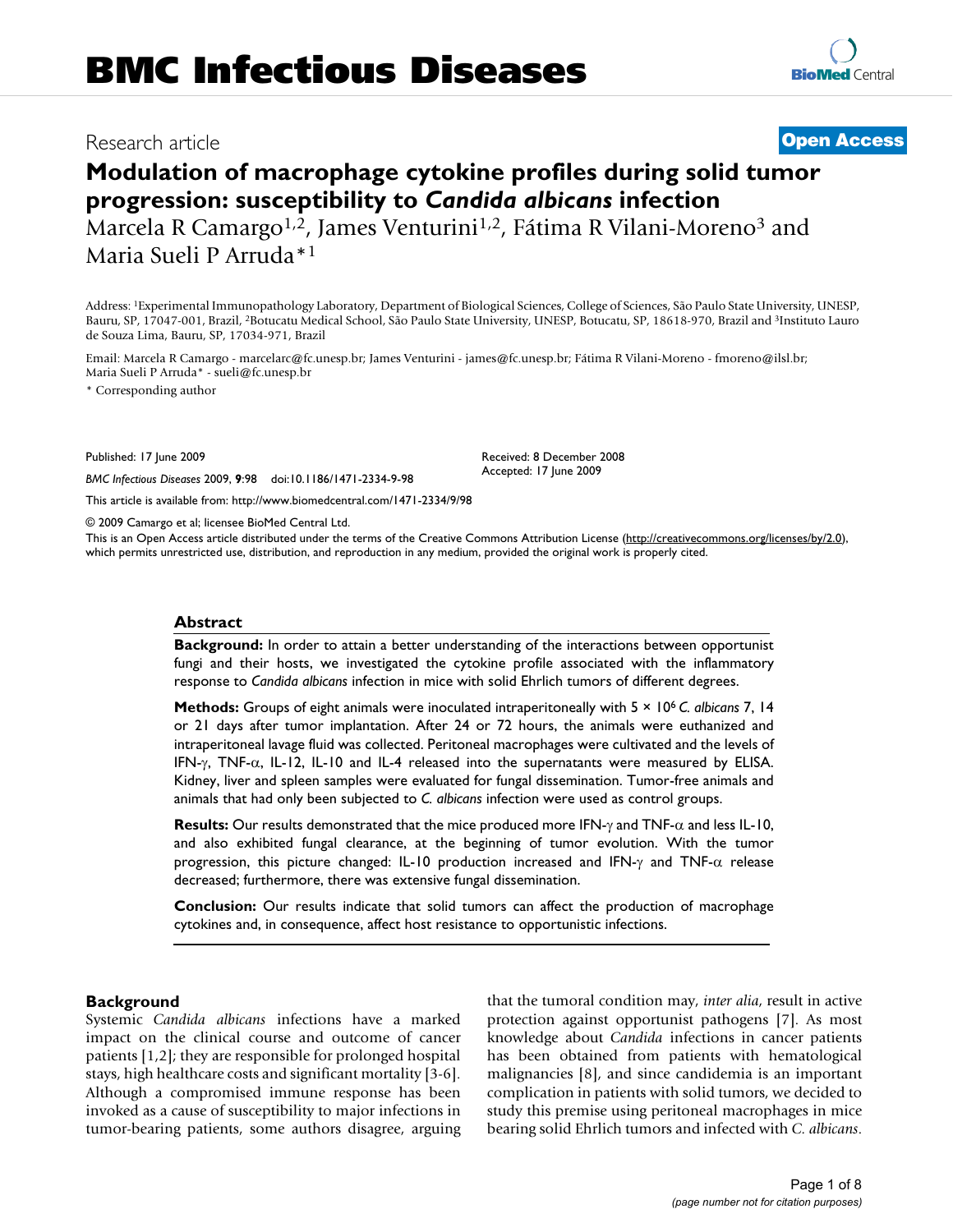# BMC Infectious Diseases

Research article **Open Access**

# Modulation of macrophage cytokine profiles during solid tumor progression: susceptibility to *Candida albicans* infection

Marcela R Camargo[1,2], James Venturini[1,2], Fátima R Vilani-Moreno[3] and Maria Sueli P Arruda*[1]

Address: [1]Experimental Immunopathology Laboratory, Department of Biological Sciences, College of Sciences, São Paulo State University, UNESP, Bauru, SP, 17047-001, Brazil, [2]Botucatu Medical School, São Paulo State University, UNESP, Botucatu, SP, 18618-970, Brazil and [3]Instituto Lauro de Souza Lima, Bauru, SP, 17034-971, Brazil

Email: Marcela R Camargo - marcelarc@fc.unesp.br; James Venturini - james@fc.unesp.br; Fátima R Vilani-Moreno - fmoreno@ilsl.br; Maria Sueli P Arruda* - sueli@fc.unesp.br

\* Corresponding author

Published: 17 June 2009

*BMC Infectious Diseases* 2009, **9**:98 doi:10.1186/1471-2334-9-98

Received: 8 December 2008
Accepted: 17 June 2009

This article is available from: http://www.biomedcentral.com/1471-2334/9/98

© 2009 Camargo et al; licensee BioMed Central Ltd.

This is an Open Access article distributed under the terms of the Creative Commons Attribution License (http://creativecommons.org/licenses/by/2.0), which permits unrestricted use, distribution, and reproduction in any medium, provided the original work is properly cited.

## Abstract

**Background:** In order to attain a better understanding of the interactions between opportunist fungi and their hosts, we investigated the cytokine profile associated with the inflammatory response to *Candida albicans* infection in mice with solid Ehrlich tumors of different degrees.

**Methods:** Groups of eight animals were inoculated intraperitoneally with $5 \times 10^6$ *C. albicans* 7, 14 or 21 days after tumor implantation. After 24 or 72 hours, the animals were euthanized and intraperitoneal lavage fluid was collected. Peritoneal macrophages were cultivated and the levels of IFN-$\gamma$, TNF-$\alpha$, IL-12, IL-10 and IL-4 released into the supernatants were measured by ELISA. Kidney, liver and spleen samples were evaluated for fungal dissemination. Tumor-free animals and animals that had only been subjected to *C. albicans* infection were used as control groups.

**Results:** Our results demonstrated that the mice produced more IFN-$\gamma$ and TNF-$\alpha$ and less IL-10, and also exhibited fungal clearance, at the beginning of tumor evolution. With the tumor progression, this picture changed: IL-10 production increased and IFN-$\gamma$ and TNF-$\alpha$ release decreased; furthermore, there was extensive fungal dissemination.

**Conclusion:** Our results indicate that solid tumors can affect the production of macrophage cytokines and, in consequence, affect host resistance to opportunistic infections.

## Background

Systemic *Candida albicans* infections have a marked impact on the clinical course and outcome of cancer patients [1,2]; they are responsible for prolonged hospital stays, high healthcare costs and significant mortality [3-6]. Although a compromised immune response has been invoked as a cause of susceptibility to major infections in tumor-bearing patients, some authors disagree, arguing that the tumoral condition may, *inter alia*, result in active protection against opportunist pathogens [7]. As most knowledge about *Candida* infections in cancer patients has been obtained from patients with hematological malignancies [8], and since candidemia is an important complication in patients with solid tumors, we decided to study this premise using peritoneal macrophages in mice bearing solid Ehrlich tumors and infected with *C. albicans*.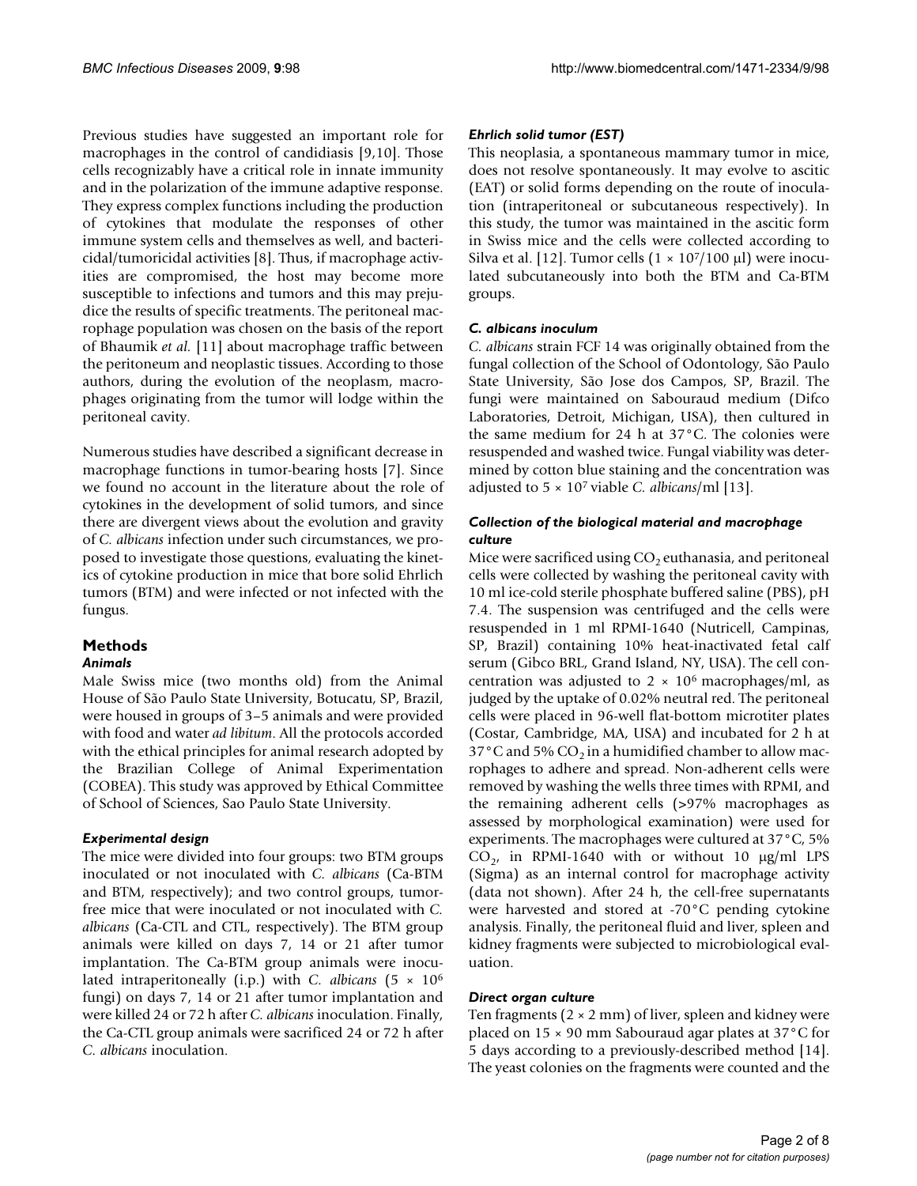Previous studies have suggested an important role for macrophages in the control of candidiasis [9,10]. Those cells recognizably have a critical role in innate immunity and in the polarization of the immune adaptive response. They express complex functions including the production of cytokines that modulate the responses of other immune system cells and themselves as well, and bactericidal/tumoricidal activities [8]. Thus, if macrophage activities are compromised, the host may become more susceptible to infections and tumors and this may prejudice the results of specific treatments. The peritoneal macrophage population was chosen on the basis of the report of Bhaumik *et al.* [11] about macrophage traffic between the peritoneum and neoplastic tissues. According to those authors, during the evolution of the neoplasm, macrophages originating from the tumor will lodge within the peritoneal cavity.

Numerous studies have described a significant decrease in macrophage functions in tumor-bearing hosts [7]. Since we found no account in the literature about the role of cytokines in the development of solid tumors, and since there are divergent views about the evolution and gravity of *C. albicans* infection under such circumstances, we proposed to investigate those questions, evaluating the kinetics of cytokine production in mice that bore solid Ehrlich tumors (BTM) and were infected or not infected with the fungus.

## Methods

### *Animals*

Male Swiss mice (two months old) from the Animal House of São Paulo State University, Botucatu, SP, Brazil, were housed in groups of 3–5 animals and were provided with food and water *ad libitum*. All the protocols accorded with the ethical principles for animal research adopted by the Brazilian College of Animal Experimentation (COBEA). This study was approved by Ethical Committee of School of Sciences, Sao Paulo State University.

### *Experimental design*

The mice were divided into four groups: two BTM groups inoculated or not inoculated with *C. albicans* (Ca-BTM and BTM, respectively); and two control groups, tumor-free mice that were inoculated or not inoculated with *C. albicans* (Ca-CTL and CTL, respectively). The BTM group animals were killed on days 7, 14 or 21 after tumor implantation. The Ca-BTM group animals were inoculated intraperitoneally (i.p.) with *C. albicans* ($5 \times 10^6$ fungi) on days 7, 14 or 21 after tumor implantation and were killed 24 or 72 h after *C. albicans* inoculation. Finally, the Ca-CTL group animals were sacrificed 24 or 72 h after *C. albicans* inoculation.

### *Ehrlich solid tumor (EST)*

This neoplasia, a spontaneous mammary tumor in mice, does not resolve spontaneously. It may evolve to ascitic (EAT) or solid forms depending on the route of inoculation (intraperitoneal or subcutaneous respectively). In this study, the tumor was maintained in the ascitic form in Swiss mice and the cells were collected according to Silva et al. [12]. Tumor cells ($1 \times 10^7$/100 μl) were inoculated subcutaneously into both the BTM and Ca-BTM groups.

### *C. albicans inoculum*

*C. albicans* strain FCF 14 was originally obtained from the fungal collection of the School of Odontology, São Paulo State University, São Jose dos Campos, SP, Brazil. The fungi were maintained on Sabouraud medium (Difco Laboratories, Detroit, Michigan, USA), then cultured in the same medium for 24 h at 37°C. The colonies were resuspended and washed twice. Fungal viability was determined by cotton blue staining and the concentration was adjusted to $5 \times 10^7$ viable *C. albicans*/ml [13].

### *Collection of the biological material and macrophage culture*

Mice were sacrificed using $CO_2$ euthanasia, and peritoneal cells were collected by washing the peritoneal cavity with 10 ml ice-cold sterile phosphate buffered saline (PBS), pH 7.4. The suspension was centrifuged and the cells were resuspended in 1 ml RPMI-1640 (Nutricell, Campinas, SP, Brazil) containing 10% heat-inactivated fetal calf serum (Gibco BRL, Grand Island, NY, USA). The cell concentration was adjusted to $2 \times 10^6$ macrophages/ml, as judged by the uptake of 0.02% neutral red. The peritoneal cells were placed in 96-well flat-bottom microtiter plates (Costar, Cambridge, MA, USA) and incubated for 2 h at 37°C and 5% $CO_2$ in a humidified chamber to allow macrophages to adhere and spread. Non-adherent cells were removed by washing the wells three times with RPMI, and the remaining adherent cells (>97% macrophages as assessed by morphological examination) were used for experiments. The macrophages were cultured at 37°C, 5% $CO_2$, in RPMI-1640 with or without 10 μg/ml LPS (Sigma) as an internal control for macrophage activity (data not shown). After 24 h, the cell-free supernatants were harvested and stored at -70°C pending cytokine analysis. Finally, the peritoneal fluid and liver, spleen and kidney fragments were subjected to microbiological evaluation.

### *Direct organ culture*

Ten fragments (2 × 2 mm) of liver, spleen and kidney were placed on 15 × 90 mm Sabouraud agar plates at 37°C for 5 days according to a previously-described method [14]. The yeast colonies on the fragments were counted and the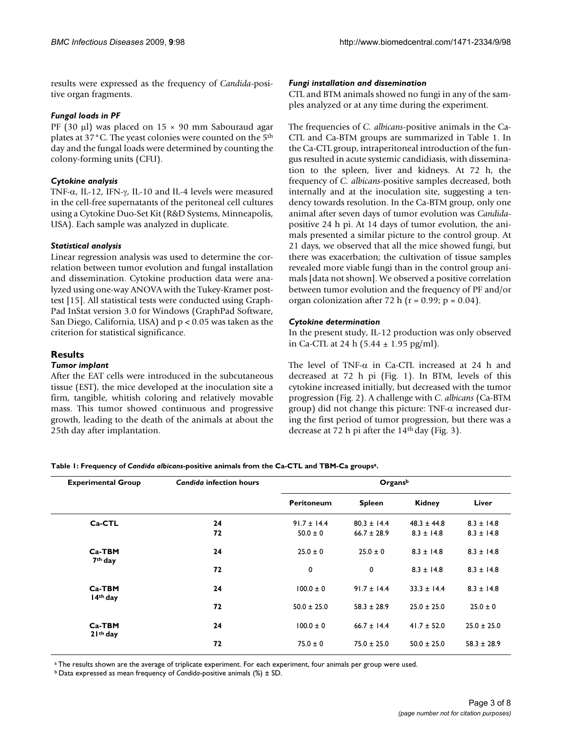results were expressed as the frequency of *Candida*-positive organ fragments.

### *Fungal loads in PF*

PF (30 μl) was placed on 15 × 90 mm Sabouraud agar plates at 37°C. The yeast colonies were counted on the 5th day and the fungal loads were determined by counting the colony-forming units (CFU).

### *Cytokine analysis*

TNF-α, IL-12, IFN-γ, IL-10 and IL-4 levels were measured in the cell-free supernatants of the peritoneal cell cultures using a Cytokine Duo-Set Kit (R&D Systems, Minneapolis, USA). Each sample was analyzed in duplicate.

### *Statistical analysis*

Linear regression analysis was used to determine the correlation between tumor evolution and fungal installation and dissemination. Cytokine production data were analyzed using one-way ANOVA with the Tukey-Kramer post-test [15]. All statistical tests were conducted using GraphPad InStat version 3.0 for Windows (GraphPad Software, San Diego, California, USA) and $p < 0.05$ was taken as the criterion for statistical significance.

## Results

### *Tumor implant*

After the EAT cells were introduced in the subcutaneous tissue (EST), the mice developed at the inoculation site a firm, tangible, whitish coloring and relatively movable mass. This tumor showed continuous and progressive growth, leading to the death of the animals at about the 25th day after implantation.

### *Fungi installation and dissemination*

CTL and BTM animals showed no fungi in any of the samples analyzed or at any time during the experiment.

The frequencies of *C. albicans*-positive animals in the Ca-CTL and Ca-BTM groups are summarized in Table 1. In the Ca-CTL group, intraperitoneal introduction of the fungus resulted in acute systemic candidiasis, with dissemination to the spleen, liver and kidneys. At 72 h, the frequency of *C. albicans*-positive samples decreased, both internally and at the inoculation site, suggesting a tendency towards resolution. In the Ca-BTM group, only one animal after seven days of tumor evolution was *Candida*-positive 24 h pi. At 14 days of tumor evolution, the animals presented a similar picture to the control group. At 21 days, we observed that all the mice showed fungi, but there was exacerbation; the cultivation of tissue samples revealed more viable fungi than in the control group animals [data not shown]. We observed a positive correlation between tumor evolution and the frequency of PF and/or organ colonization after 72 h ($r = 0.99$; $p = 0.04$).

### *Cytokine determination*

In the present study, IL-12 production was only observed in Ca-CTL at 24 h (5.44 ± 1.95 pg/ml).

The level of TNF-α in Ca-CTL increased at 24 h and decreased at 72 h pi (Fig. 1). In BTM, levels of this cytokine increased initially, but decreased with the tumor progression (Fig. 2). A challenge with *C. albicans* (Ca-BTM group) did not change this picture: TNF-α increased during the first period of tumor progression, but there was a decrease at 72 h pi after the 14th day (Fig. 3).

**Table 1: Frequency of *Candida albicans*-positive animals from the Ca-CTL and TBM-Ca groups[a].**

| Experimental Group | *Candida* infection hours | Organs[b] | | | |
|---|---|---|---|---|---|
| | | Peritoneum | Spleen | Kidney | Liver |
| **Ca-CTL** | **24** | 91.7 ± 14.4 | 80.3 ± 14.4 | 48.3 ± 44.8 | 8.3 ± 14.8 |
| | **72** | 50.0 ± 0 | 66.7 ± 28.9 | 8.3 ± 14.8 | 8.3 ± 14.8 |
| **Ca-TBM 7th day** | **24** | 25.0 ± 0 | 25.0 ± 0 | 8.3 ± 14.8 | 8.3 ± 14.8 |
| | **72** | 0 | 0 | 8.3 ± 14.8 | 8.3 ± 14.8 |
| **Ca-TBM 14th day** | **24** | 100.0 ± 0 | 91.7 ± 14.4 | 33.3 ± 14.4 | 8.3 ± 14.8 |
| | **72** | 50.0 ± 25.0 | 58.3 ± 28.9 | 25.0 ± 25.0 | 25.0 ± 0 |
| **Ca-TBM 21th day** | **24** | 100.0 ± 0 | 66.7 ± 14.4 | 41.7 ± 52.0 | 25.0 ± 25.0 |
| | **72** | 75.0 ± 0 | 75.0 ± 25.0 | 50.0 ± 25.0 | 58.3 ± 28.9 |

[a] The results shown are the average of triplicate experiment. For each experiment, four animals per group were used.

[b] Data expressed as mean frequency of *Candida*-positive animals (%) ± SD.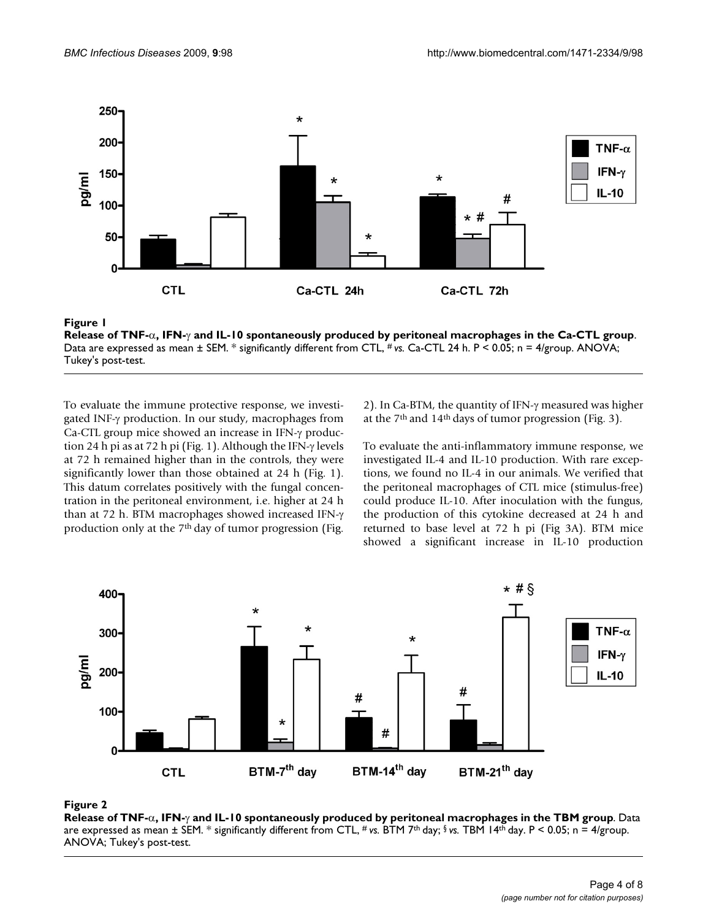**Figure 1**

**Release of TNF-α, IFN-γ and IL-10 spontaneously produced by peritoneal macrophages in the Ca-CTL group**. Data are expressed as mean ± SEM. * significantly different from CTL, # *vs.* Ca-CTL 24 h. $P < 0.05$; n = 4/group. ANOVA; Tukey's post-test.

To evaluate the immune protective response, we investigated INF-γ production. In our study, macrophages from Ca-CTL group mice showed an increase in IFN-γ production 24 h pi as at 72 h pi (Fig. 1). Although the IFN-γ levels at 72 h remained higher than in the controls, they were significantly lower than those obtained at 24 h (Fig. 1). This datum correlates positively with the fungal concentration in the peritoneal environment, i.e. higher at 24 h than at 72 h. BTM macrophages showed increased IFN-γ production only at the 7th day of tumor progression (Fig. 2). In Ca-BTM, the quantity of IFN-γ measured was higher at the 7th and 14th days of tumor progression (Fig. 3).

To evaluate the anti-inflammatory immune response, we investigated IL-4 and IL-10 production. With rare exceptions, we found no IL-4 in our animals. We verified that the peritoneal macrophages of CTL mice (stimulus-free) could produce IL-10. After inoculation with the fungus, the production of this cytokine decreased at 24 h and returned to base level at 72 h pi (Fig 3A). BTM mice showed a significant increase in IL-10 production

**Figure 2**

**Release of TNF-α, IFN-γ and IL-10 spontaneously produced by peritoneal macrophages in the TBM group**. Data are expressed as mean ± SEM. * significantly different from CTL, # *vs.* BTM 7th day; § *vs.* TBM 14th day. $P < 0.05$; n = 4/group. ANOVA; Tukey's post-test.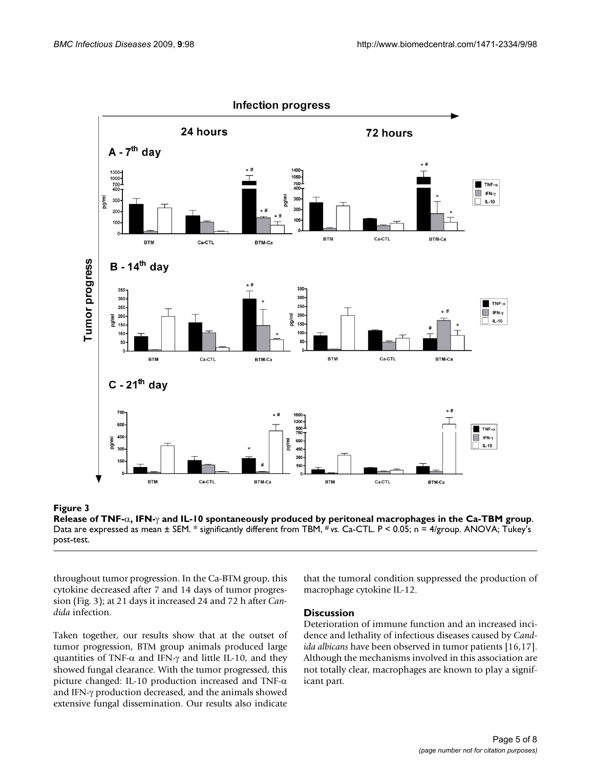**Figure 3**

**Release of TNF-α, IFN-γ and IL-10 spontaneously produced by peritoneal macrophages in the Ca-TBM group**. Data are expressed as mean ± SEM. * significantly different from TBM, # *vs.* Ca-CTL. P < 0.05; n = 4/group. ANOVA; Tukey's post-test.

throughout tumor progression. In the Ca-BTM group, this cytokine decreased after 7 and 14 days of tumor progression (Fig. 3); at 21 days it increased 24 and 72 h after *Candida* infection.

Taken together, our results show that at the outset of tumor progression, BTM group animals produced large quantities of TNF-α and IFN-γ and little IL-10, and they showed fungal clearance. With the tumor progressed, this picture changed: IL-10 production increased and TNF-α and IFN-γ production decreased, and the animals showed extensive fungal dissemination. Our results also indicate that the tumoral condition suppressed the production of macrophage cytokine IL-12.

## Discussion

Deterioration of immune function and an increased incidence and lethality of infectious diseases caused by *Candida albicans* have been observed in tumor patients [16,17]. Although the mechanisms involved in this association are not totally clear, macrophages are known to play a significant part.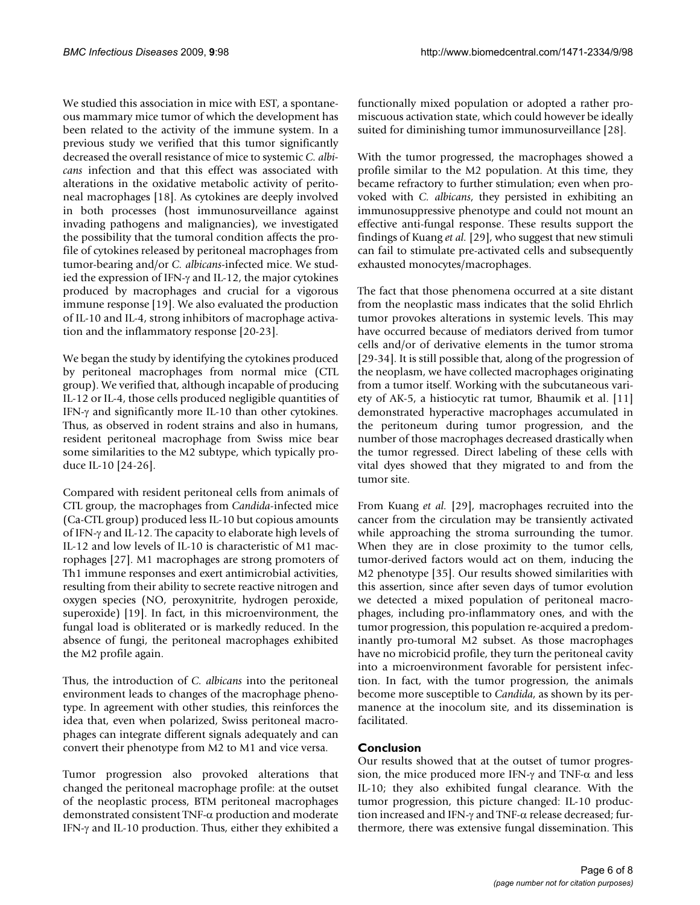We studied this association in mice with EST, a spontaneous mammary mice tumor of which the development has been related to the activity of the immune system. In a previous study we verified that this tumor significantly decreased the overall resistance of mice to systemic *C. albicans* infection and that this effect was associated with alterations in the oxidative metabolic activity of peritoneal macrophages [18]. As cytokines are deeply involved in both processes (host immunosurveillance against invading pathogens and malignancies), we investigated the possibility that the tumoral condition affects the profile of cytokines released by peritoneal macrophages from tumor-bearing and/or *C. albicans*-infected mice. We studied the expression of IFN-γ and IL-12, the major cytokines produced by macrophages and crucial for a vigorous immune response [19]. We also evaluated the production of IL-10 and IL-4, strong inhibitors of macrophage activation and the inflammatory response [20-23].

We began the study by identifying the cytokines produced by peritoneal macrophages from normal mice (CTL group). We verified that, although incapable of producing IL-12 or IL-4, those cells produced negligible quantities of IFN-γ and significantly more IL-10 than other cytokines. Thus, as observed in rodent strains and also in humans, resident peritoneal macrophage from Swiss mice bear some similarities to the M2 subtype, which typically produce IL-10 [24-26].

Compared with resident peritoneal cells from animals of CTL group, the macrophages from *Candida*-infected mice (Ca-CTL group) produced less IL-10 but copious amounts of IFN-γ and IL-12. The capacity to elaborate high levels of IL-12 and low levels of IL-10 is characteristic of M1 macrophages [27]. M1 macrophages are strong promoters of Th1 immune responses and exert antimicrobial activities, resulting from their ability to secrete reactive nitrogen and oxygen species (NO, peroxynitrite, hydrogen peroxide, superoxide) [19]. In fact, in this microenvironment, the fungal load is obliterated or is markedly reduced. In the absence of fungi, the peritoneal macrophages exhibited the M2 profile again.

Thus, the introduction of *C. albicans* into the peritoneal environment leads to changes of the macrophage phenotype. In agreement with other studies, this reinforces the idea that, even when polarized, Swiss peritoneal macrophages can integrate different signals adequately and can convert their phenotype from M2 to M1 and vice versa.

Tumor progression also provoked alterations that changed the peritoneal macrophage profile: at the outset of the neoplastic process, BTM peritoneal macrophages demonstrated consistent TNF-α production and moderate IFN-γ and IL-10 production. Thus, either they exhibited a functionally mixed population or adopted a rather promiscuous activation state, which could however be ideally suited for diminishing tumor immunosurveillance [28].

With the tumor progressed, the macrophages showed a profile similar to the M2 population. At this time, they became refractory to further stimulation; even when provoked with *C. albicans*, they persisted in exhibiting an immunosuppressive phenotype and could not mount an effective anti-fungal response. These results support the findings of Kuang *et al.* [29], who suggest that new stimuli can fail to stimulate pre-activated cells and subsequently exhausted monocytes/macrophages.

The fact that those phenomena occurred at a site distant from the neoplastic mass indicates that the solid Ehrlich tumor provokes alterations in systemic levels. This may have occurred because of mediators derived from tumor cells and/or of derivative elements in the tumor stroma [29-34]. It is still possible that, along of the progression of the neoplasm, we have collected macrophages originating from a tumor itself. Working with the subcutaneous variety of AK-5, a histiocytic rat tumor, Bhaumik et al. [11] demonstrated hyperactive macrophages accumulated in the peritoneum during tumor progression, and the number of those macrophages decreased drastically when the tumor regressed. Direct labeling of these cells with vital dyes showed that they migrated to and from the tumor site.

From Kuang *et al.* [29], macrophages recruited into the cancer from the circulation may be transiently activated while approaching the stroma surrounding the tumor. When they are in close proximity to the tumor cells, tumor-derived factors would act on them, inducing the M2 phenotype [35]. Our results showed similarities with this assertion, since after seven days of tumor evolution we detected a mixed population of peritoneal macrophages, including pro-inflammatory ones, and with the tumor progression, this population re-acquired a predominantly pro-tumoral M2 subset. As those macrophages have no microbicid profile, they turn the peritoneal cavity into a microenvironment favorable for persistent infection. In fact, with the tumor progression, the animals become more susceptible to *Candida*, as shown by its permanence at the inocolum site, and its dissemination is facilitated.

## Conclusion

Our results showed that at the outset of tumor progression, the mice produced more IFN-γ and TNF-α and less IL-10; they also exhibited fungal clearance. With the tumor progression, this picture changed: IL-10 production increased and IFN-γ and TNF-α release decreased; furthermore, there was extensive fungal dissemination. This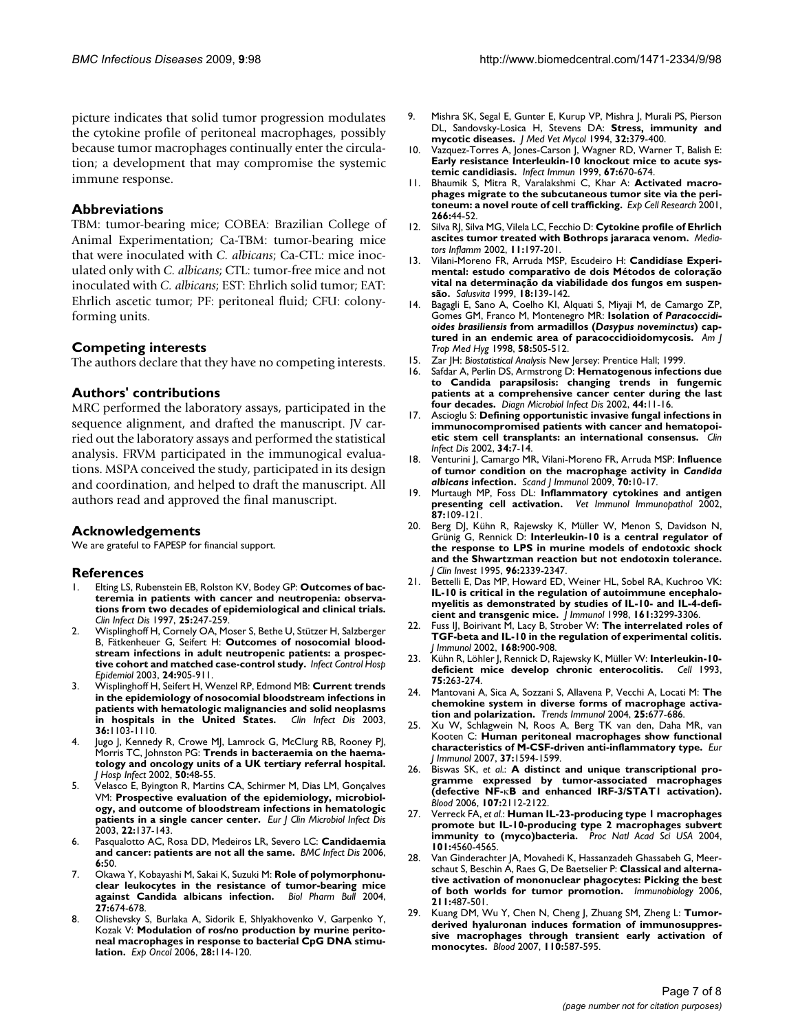picture indicates that solid tumor progression modulates the cytokine profile of peritoneal macrophages, possibly because tumor macrophages continually enter the circulation; a development that may compromise the systemic immune response.

## Abbreviations

TBM: tumor-bearing mice; COBEA: Brazilian College of Animal Experimentation; Ca-TBM: tumor-bearing mice that were inoculated with *C. albicans*; Ca-CTL: mice inoculated only with *C. albicans*; CTL: tumor-free mice and not inoculated with *C. albicans*; EST: Ehrlich solid tumor; EAT: Ehrlich ascetic tumor; PF: peritoneal fluid; CFU: colony-forming units.

## Competing interests

The authors declare that they have no competing interests.

## Authors' contributions

MRC performed the laboratory assays, participated in the sequence alignment, and drafted the manuscript. JV carried out the laboratory assays and performed the statistical analysis. FRVM participated in the immunogical evaluations. MSPA conceived the study, participated in its design and coordination, and helped to draft the manuscript. All authors read and approved the final manuscript.

## Acknowledgements

We are grateful to FAPESP for financial support.

## References

1. Elting LS, Rubenstein EB, Rolston KV, Bodey GP: **Outcomes of bacteremia in patients with cancer and neutropenia: observations from two decades of epidemiological and clinical trials.** *Clin Infect Dis* 1997, **25:**247-259.
2. Wisplinghoff H, Cornely OA, Moser S, Bethe U, Stützer H, Salzberger B, Fätkenheuer G, Seifert H: **Outcomes of nosocomial bloodstream infections in adult neutropenic patients: a prospective cohort and matched case-control study.** *Infect Control Hosp Epidemiol* 2003, **24:**905-911.
3. Wisplinghoff H, Seifert H, Wenzel RP, Edmond MB: **Current trends in the epidemiology of nosocomial bloodstream infections in patients with hematologic malignancies and solid neoplasms in hospitals in the United States.** *Clin Infect Dis* 2003, **36:**1103-1110.
4. Jugo J, Kennedy R, Crowe MJ, Lamrock G, McClurg RB, Rooney PJ, Morris TC, Johnston PG: **Trends in bacteraemia on the haematology and oncology units of a UK tertiary referral hospital.** *J Hosp Infect* 2002, **50:**48-55.
5. Velasco E, Byington R, Martins CA, Schirmer M, Dias LM, Gonçalves VM: **Prospective evaluation of the epidemiology, microbiology, and outcome of bloodstream infections in hematologic patients in a single cancer center.** *Eur J Clin Microbiol Infect Dis* 2003, **22:**137-143.
6. Pasqualotto AC, Rosa DD, Medeiros LR, Severo LC: **Candidaemia and cancer: patients are not all the same.** *BMC Infect Dis* 2006, **6:**50.
7. Okawa Y, Kobayashi M, Sakai K, Suzuki M: **Role of polymorphonuclear leukocytes in the resistance of tumor-bearing mice against Candida albicans infection.** *Biol Pharm Bull* 2004, **27:**674-678.
8. Olishevsky S, Burlaka A, Sidorik E, Shlyakhovenko V, Garpenko Y, Kozak V: **Modulation of ros/no production by murine peritoneal macrophages in response to bacterial CpG DNA stimulation.** *Exp Oncol* 2006, **28:**114-120.
9. Mishra SK, Segal E, Gunter E, Kurup VP, Mishra J, Murali PS, Pierson DL, Sandovsky-Losica H, Stevens DA: **Stress, immunity and mycotic diseases.** *J Med Vet Mycol* 1994, **32:**379-400.
10. Vazquez-Torres A, Jones-Carson J, Wagner RD, Warner T, Balish E: **Early resistance Interleukin-10 knockout mice to acute systemic candidiasis.** *Infect Immun* 1999, **67:**670-674.
11. Bhaumik S, Mitra R, Varalakshmi C, Khar A: **Activated macrophages migrate to the subcutaneous tumor site via the peritoneum: a novel route of cell trafficking.** *Exp Cell Research* 2001, **266:**44-52.
12. Silva RJ, Silva MG, Vilela LC, Fecchio D: **Cytokine profile of Ehrlich ascites tumor treated with Bothrops jararaca venom.** *Mediators Inflamm* 2002, **11:**197-201.
13. Vilani-Moreno FR, Arruda MSP, Escudeiro H: **Candidíase Experimental: estudo comparativo de dois Métodos de coloração vital na determinação da viabilidade dos fungos em suspensão.** *Salusvita* 1999, **18:**139-142.
14. Bagagli E, Sano A, Coelho KI, Alquati S, Miyaji M, de Camargo ZP, Gomes GM, Franco M, Montenegro MR: **Isolation of *Paracoccidioides brasiliensis* from armadillos (*Dasypus novemcinctus*) captured in an endemic area of paracoccidioidomycosis.** *Am J Trop Med Hyg* 1998, **58:**505-512.
15. Zar JH: *Biostatistical Analysis* New Jersey: Prentice Hall; 1999.
16. Safdar A, Perlin DS, Armstrong D: **Hematogenous infections due to Candida parapsilosis: changing trends in fungemic patients at a comprehensive cancer center during the last four decades.** *Diagn Microbiol Infect Dis* 2002, **44:**11-16.
17. Ascioglu S: **Defining opportunistic invasive fungal infections in immunocompromised patients with cancer and hematopoietic stem cell transplants: an international consensus.** *Clin Infect Dis* 2002, **34:**7-14.
18. Venturini J, Camargo MR, Vilani-Moreno FR, Arruda MSP: **Influence of tumor condition on the macrophage activity in *Candida albicans* infection.** *Scand J Immunol* 2009, **70:**10-17.
19. Murtaugh MP, Foss DL: **Inflammatory cytokines and antigen presenting cell activation.** *Vet Immunol Immunopathol* 2002, **87:**109-121.
20. Berg DJ, Kühn R, Rajewsky K, Müller W, Menon S, Davidson N, Grünig G, Rennick D: **Interleukin-10 is a central regulator of the response to LPS in murine models of endotoxic shock and the Shwartzman reaction but not endotoxin tolerance.** *J Clin Invest* 1995, **96:**2339-2347.
21. Bettelli E, Das MP, Howard ED, Weiner HL, Sobel RA, Kuchroo VK: **IL-10 is critical in the regulation of autoimmune encephalomyelitis as demonstrated by studies of IL-10- and IL-4-deficient and transgenic mice.** *J Immunol* 1998, **161:**3299-3306.
22. Fuss IJ, Boirivant M, Lacy B, Strober W: **The interrelated roles of TGF-beta and IL-10 in the regulation of experimental colitis.** *J Immunol* 2002, **168:**900-908.
23. Kühn R, Löhler J, Rennick D, Rajewsky K, Müller W: **Interleukin-10-deficient mice develop chronic enterocolitis.** *Cell* 1993, **75:**263-274.
24. Mantovani A, Sica A, Sozzani S, Allavena P, Vecchi A, Locati M: **The chemokine system in diverse forms of macrophage activation and polarization.** *Trends Immunol* 2004, **25:**677-686.
25. Xu W, Schlagwein N, Roos A, Berg TK van den, Daha MR, van Kooten C: **Human peritoneal macrophages show functional characteristics of M-CSF-driven anti-inflammatory type.** *Eur J Immunol* 2007, **37:**1594-1599.
26. Biswas SK, *et al.*: **A distinct and unique transcriptional programme expressed by tumor-associated macrophages (defective NF-κB and enhanced IRF-3/STAT1 activation).** *Blood* 2006, **107:**2112-2122.
27. Verreck FA, *et al.*: **Human IL-23-producing type 1 macrophages promote but IL-10-producing type 2 macrophages subvert immunity to (myco)bacteria.** *Proc Natl Acad Sci USA* 2004, **101:**4560-4565.
28. Van Ginderachter JA, Movahedi K, Hassanzadeh Ghassabeh G, Meerschaut S, Beschin A, Raes G, De Baetselier P: **Classical and alternative activation of mononuclear phagocytes: Picking the best of both worlds for tumor promotion.** *Immunobiology* 2006, **211:**487-501.
29. Kuang DM, Wu Y, Chen N, Cheng J, Zhuang SM, Zheng L: **Tumor-derived hyaluronan induces formation of immunosuppressive macrophages through transient early activation of monocytes.** *Blood* 2007, **110:**587-595.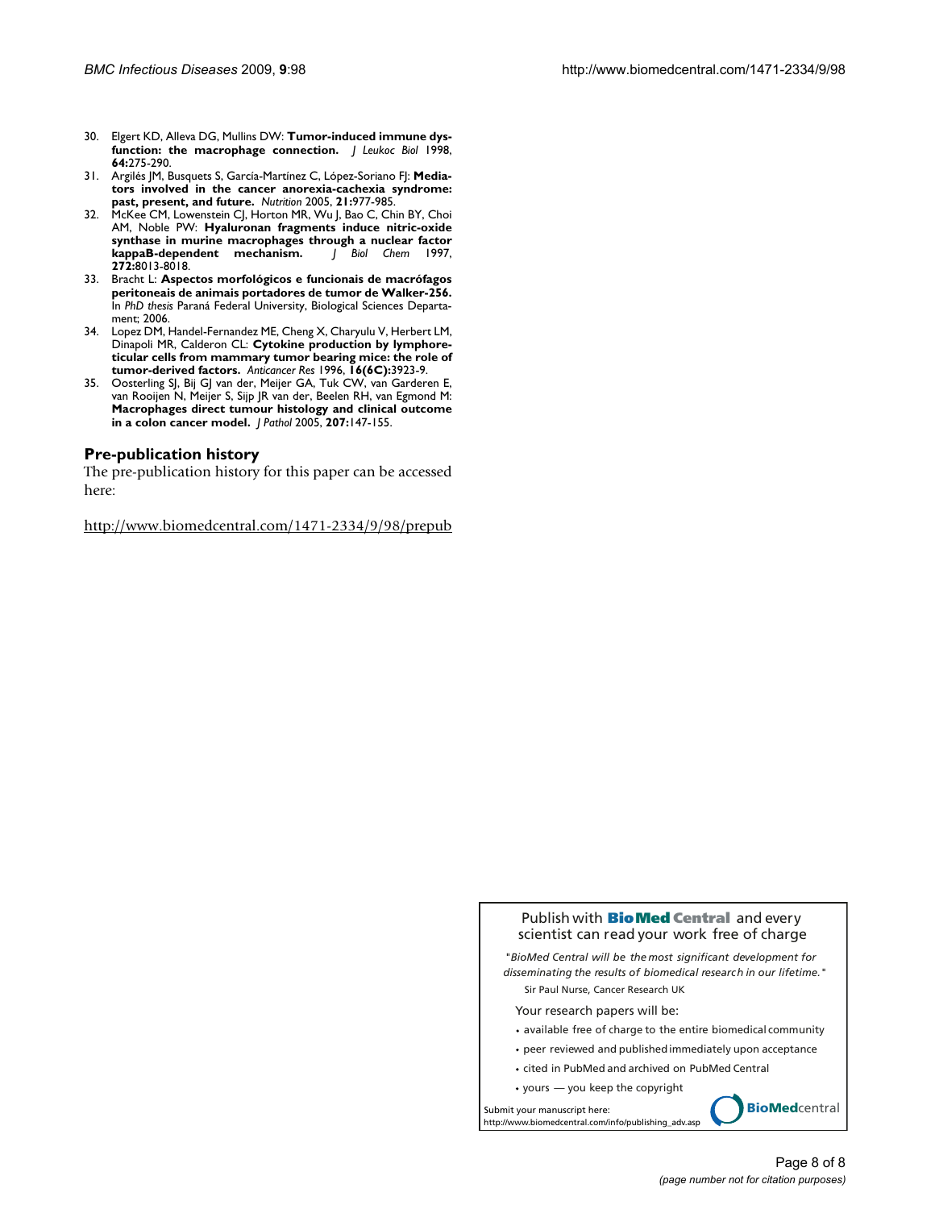30. Elgert KD, Alleva DG, Mullins DW: **Tumor-induced immune dysfunction: the macrophage connection.** *J Leukoc Biol* 1998, **64:**275-290.
31. Argilés JM, Busquets S, García-Martínez C, López-Soriano FJ: **Mediators involved in the cancer anorexia-cachexia syndrome: past, present, and future.** *Nutrition* 2005, **21:**977-985.
32. McKee CM, Lowenstein CJ, Horton MR, Wu J, Bao C, Chin BY, Choi AM, Noble PW: **Hyaluronan fragments induce nitric-oxide synthase in murine macrophages through a nuclear factor kappaB-dependent mechanism.** *J Biol Chem* 1997, **272:**8013-8018.
33. Bracht L: **Aspectos morfológicos e funcionais de macrófagos peritoneais de animais portadores de tumor de Walker-256.** In *PhD thesis* Paraná Federal University, Biological Sciences Departament; 2006.
34. Lopez DM, Handel-Fernandez ME, Cheng X, Charyulu V, Herbert LM, Dinapoli MR, Calderon CL: **Cytokine production by lymphoreticular cells from mammary tumor bearing mice: the role of tumor-derived factors.** *Anticancer Res* 1996, **16(6C):**3923-9.
35. Oosterling SJ, Bij GJ van der, Meijer GA, Tuk CW, van Garderen E, van Rooijen N, Meijer S, Sijp JR van der, Beelen RH, van Egmond M: **Macrophages direct tumour histology and clinical outcome in a colon cancer model.** *J Pathol* 2005, **207:**147-155.

## Pre-publication history

The pre-publication history for this paper can be accessed here:

http://www.biomedcentral.com/1471-2334/9/98/prepub

Publish with **BioMed Central** and every scientist can read your work free of charge

*"BioMed Central will be the most significant development for disseminating the results of biomedical research in our lifetime."*

Sir Paul Nurse, Cancer Research UK

Your research papers will be:

- available free of charge to the entire biomedical community
- peer reviewed and published immediately upon acceptance
- cited in PubMed and archived on PubMed Central
- yours — you keep the copyright

Submit your manuscript here:
http://www.biomedcentral.com/info/publishing_adv.asp

**BioMed**central